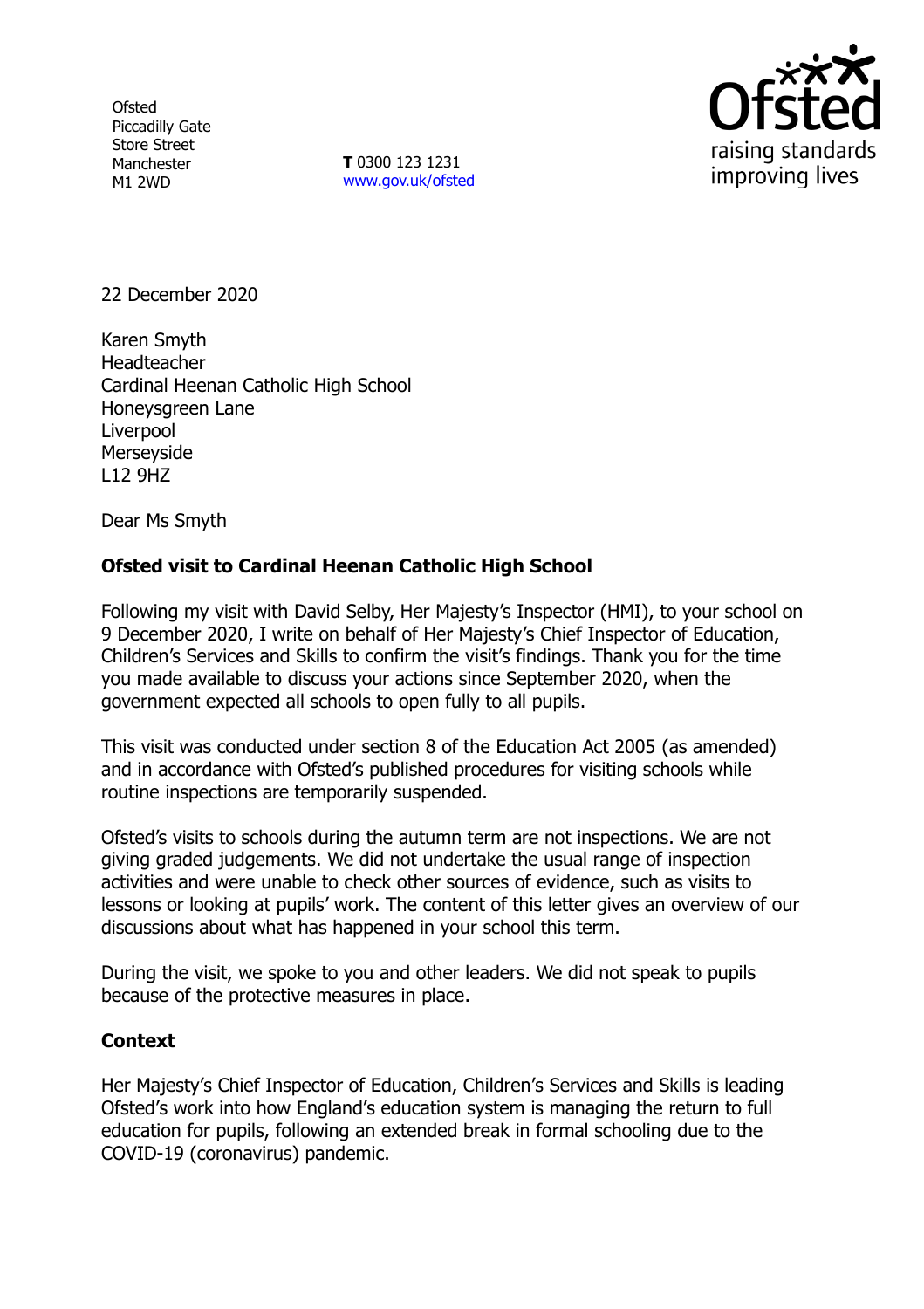Ofsted
Piccadilly Gate
Store Street
Manchester
M1 2WD

**T** 0300 123 1231
www.gov.uk/ofsted

22 December 2020

Karen Smyth
Headteacher
Cardinal Heenan Catholic High School
Honeysgreen Lane
Liverpool
Merseyside
L12 9HZ

Dear Ms Smyth

**Ofsted visit to Cardinal Heenan Catholic High School**

Following my visit with David Selby, Her Majesty's Inspector (HMI), to your school on 9 December 2020, I write on behalf of Her Majesty's Chief Inspector of Education, Children's Services and Skills to confirm the visit's findings. Thank you for the time you made available to discuss your actions since September 2020, when the government expected all schools to open fully to all pupils.

This visit was conducted under section 8 of the Education Act 2005 (as amended) and in accordance with Ofsted's published procedures for visiting schools while routine inspections are temporarily suspended.

Ofsted's visits to schools during the autumn term are not inspections. We are not giving graded judgements. We did not undertake the usual range of inspection activities and were unable to check other sources of evidence, such as visits to lessons or looking at pupils' work. The content of this letter gives an overview of our discussions about what has happened in your school this term.

During the visit, we spoke to you and other leaders. We did not speak to pupils because of the protective measures in place.

**Context**

Her Majesty's Chief Inspector of Education, Children's Services and Skills is leading Ofsted's work into how England's education system is managing the return to full education for pupils, following an extended break in formal schooling due to the COVID-19 (coronavirus) pandemic.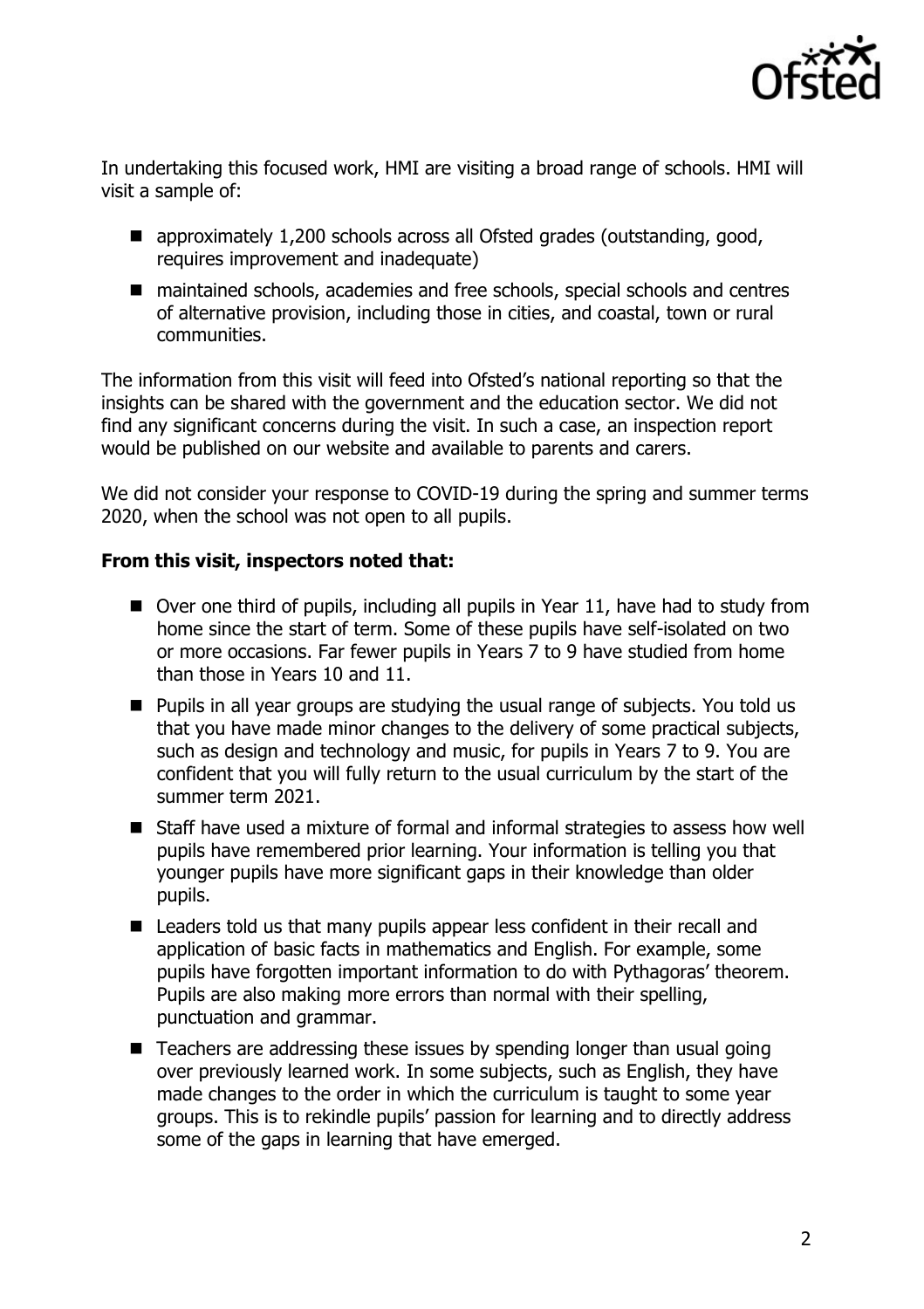In undertaking this focused work, HMI are visiting a broad range of schools. HMI will visit a sample of:

- approximately 1,200 schools across all Ofsted grades (outstanding, good, requires improvement and inadequate)
- maintained schools, academies and free schools, special schools and centres of alternative provision, including those in cities, and coastal, town or rural communities.

The information from this visit will feed into Ofsted's national reporting so that the insights can be shared with the government and the education sector. We did not find any significant concerns during the visit. In such a case, an inspection report would be published on our website and available to parents and carers.

We did not consider your response to COVID-19 during the spring and summer terms 2020, when the school was not open to all pupils.

**From this visit, inspectors noted that:**

- Over one third of pupils, including all pupils in Year 11, have had to study from home since the start of term. Some of these pupils have self-isolated on two or more occasions. Far fewer pupils in Years 7 to 9 have studied from home than those in Years 10 and 11.
- Pupils in all year groups are studying the usual range of subjects. You told us that you have made minor changes to the delivery of some practical subjects, such as design and technology and music, for pupils in Years 7 to 9. You are confident that you will fully return to the usual curriculum by the start of the summer term 2021.
- Staff have used a mixture of formal and informal strategies to assess how well pupils have remembered prior learning. Your information is telling you that younger pupils have more significant gaps in their knowledge than older pupils.
- Leaders told us that many pupils appear less confident in their recall and application of basic facts in mathematics and English. For example, some pupils have forgotten important information to do with Pythagoras' theorem. Pupils are also making more errors than normal with their spelling, punctuation and grammar.
- Teachers are addressing these issues by spending longer than usual going over previously learned work. In some subjects, such as English, they have made changes to the order in which the curriculum is taught to some year groups. This is to rekindle pupils' passion for learning and to directly address some of the gaps in learning that have emerged.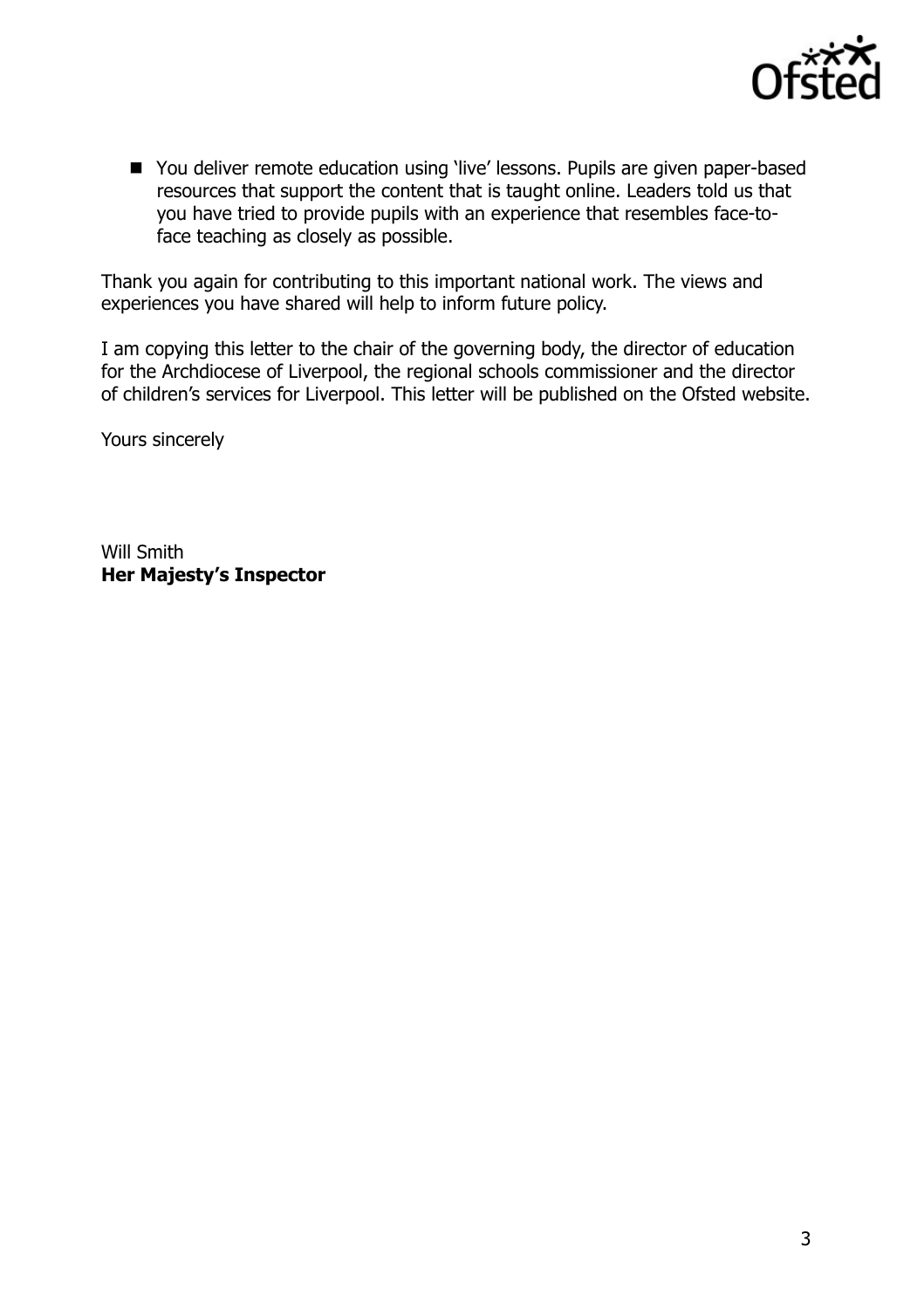- You deliver remote education using 'live' lessons. Pupils are given paper-based resources that support the content that is taught online. Leaders told us that you have tried to provide pupils with an experience that resembles face-to-face teaching as closely as possible.

Thank you again for contributing to this important national work. The views and experiences you have shared will help to inform future policy.

I am copying this letter to the chair of the governing body, the director of education for the Archdiocese of Liverpool, the regional schools commissioner and the director of children's services for Liverpool. This letter will be published on the Ofsted website.

Yours sincerely

Will Smith
**Her Majesty's Inspector**